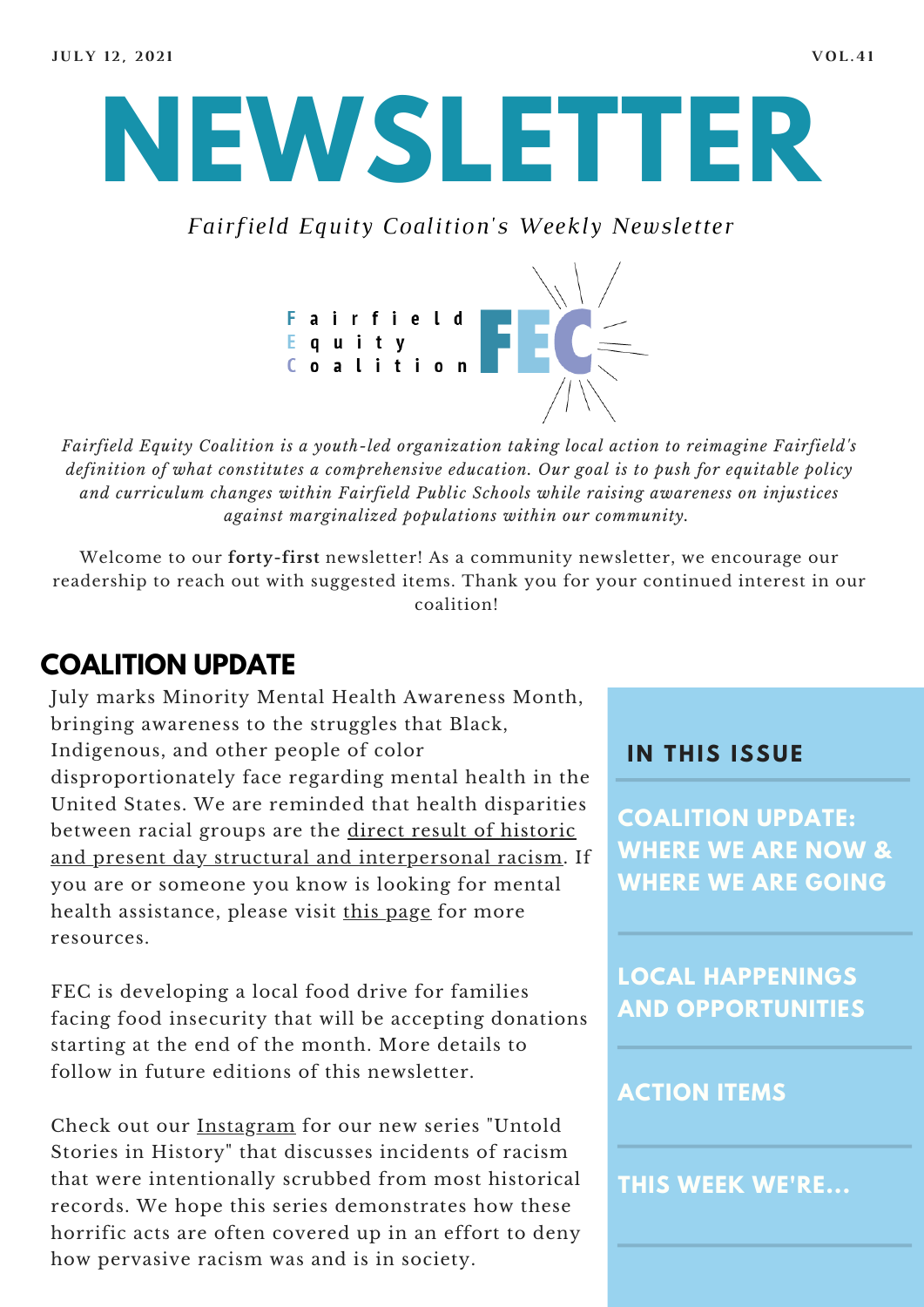JULY 12, 2021 VOL.41

# NEWSLETTER

*Fairfield Equity Coalition's Weekly Newsletter*

Fairfield
Equity
Coalition
FEC

*Fairfield Equity Coalition is a youth-led organization taking local action to reimagine Fairfield's definition of what constitutes a comprehensive education. Our goal is to push for equitable policy and curriculum changes within Fairfield Public Schools while raising awareness on injustices against marginalized populations within our community.*

Welcome to our **forty-first** newsletter! As a community newsletter, we encourage our readership to reach out with suggested items. Thank you for your continued interest in our coalition!

## COALITION UPDATE

July marks Minority Mental Health Awareness Month, bringing awareness to the struggles that Black, Indigenous, and other people of color disproportionately face regarding mental health in the United States. We are reminded that health disparities between racial groups are the direct result of historic and present day structural and interpersonal racism. If you are or someone you know is looking for mental health assistance, please visit this page for more resources.

FEC is developing a local food drive for families facing food insecurity that will be accepting donations starting at the end of the month. More details to follow in future editions of this newsletter.

Check out our Instagram for our new series "Untold Stories in History" that discusses incidents of racism that were intentionally scrubbed from most historical records. We hope this series demonstrates how these horrific acts are often covered up in an effort to deny how pervasive racism was and is in society.

## IN THIS ISSUE

- COALITION UPDATE: WHERE WE ARE NOW & WHERE WE ARE GOING
- LOCAL HAPPENINGS AND OPPORTUNITIES
- ACTION ITEMS
- THIS WEEK WE'RE...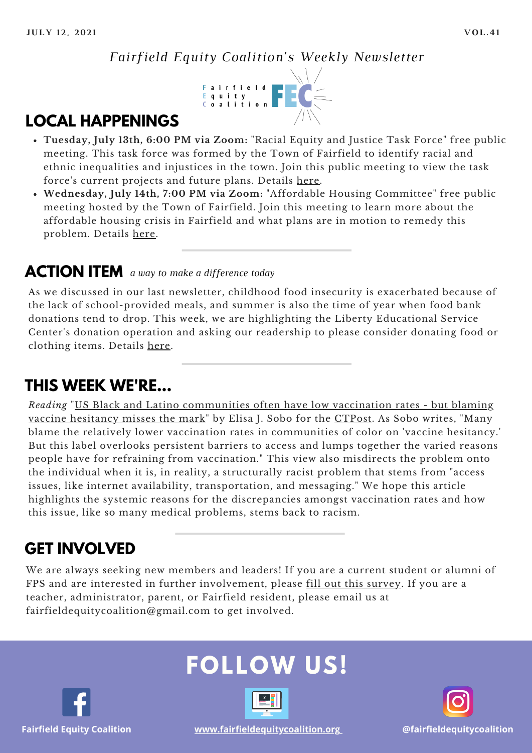JULY 12, 2021 VOL.41

*Fairfield Equity Coalition's Weekly Newsletter*

## LOCAL HAPPENINGS

- **Tuesday, July 13th, 6:00 PM via Zoom:** "Racial Equity and Justice Task Force" free public meeting. This task force was formed by the Town of Fairfield to identify racial and ethnic inequalities and injustices in the town. Join this public meeting to view the task force's current projects and future plans. Details here.
- **Wednesday, July 14th, 7:00 PM via Zoom:** "Affordable Housing Committee" free public meeting hosted by the Town of Fairfield. Join this meeting to learn more about the affordable housing crisis in Fairfield and what plans are in motion to remedy this problem. Details here.

## ACTION ITEM *a way to make a difference today*

As we discussed in our last newsletter, childhood food insecurity is exacerbated because of the lack of school-provided meals, and summer is also the time of year when food bank donations tend to drop. This week, we are highlighting the Liberty Educational Service Center's donation operation and asking our readership to please consider donating food or clothing items. Details here.

## THIS WEEK WE'RE...

*Reading* "US Black and Latino communities often have low vaccination rates - but blaming vaccine hesitancy misses the mark" by Elisa J. Sobo for the CTPost. As Sobo writes, "Many blame the relatively lower vaccination rates in communities of color on 'vaccine hesitancy.' But this label overlooks persistent barriers to access and lumps together the varied reasons people have for refraining from vaccination." This view also misdirects the problem onto the individual when it is, in reality, a structurally racist problem that stems from "access issues, like internet availability, transportation, and messaging." We hope this article highlights the systemic reasons for the discrepancies amongst vaccination rates and how this issue, like so many medical problems, stems back to racism.

## GET INVOLVED

We are always seeking new members and leaders! If you are a current student or alumni of FPS and are interested in further involvement, please fill out this survey. If you are a teacher, administrator, parent, or Fairfield resident, please email us at fairfieldequitycoalition@gmail.com to get involved.

## FOLLOW US!

Fairfield Equity Coalition

www.fairfieldequitycoalition.org

@fairfieldequitycoalition